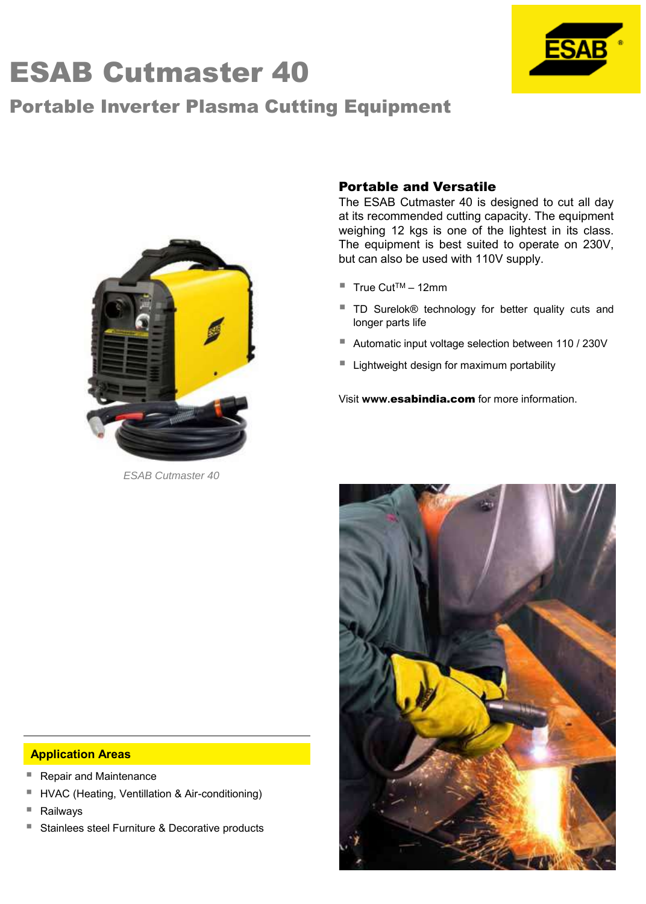# ESAB Cutmaster 40

## Portable Inverter Plasma Cutting Equipment

*ESAB Cutmaster 40*

### Portable and Versatile

The ESAB Cutmaster 40 is designed to cut all day at its recommended cutting capacity. The equipment weighing 12 kgs is one of the lightest in its class. The equipment is best suited to operate on 230V, but can also be used with 110V supply.

- True Cut™ – 12mm
- TD Surelok® technology for better quality cuts and longer parts life
- Automatic input voltage selection between 110 / 230V
- Lightweight design for maximum portability

Visit **www.esabindia.com** for more information.

### Application Areas

- Repair and Maintenance
- HVAC (Heating, Ventillation & Air-conditioning)
- Railways
- Stainlees steel Furniture & Decorative products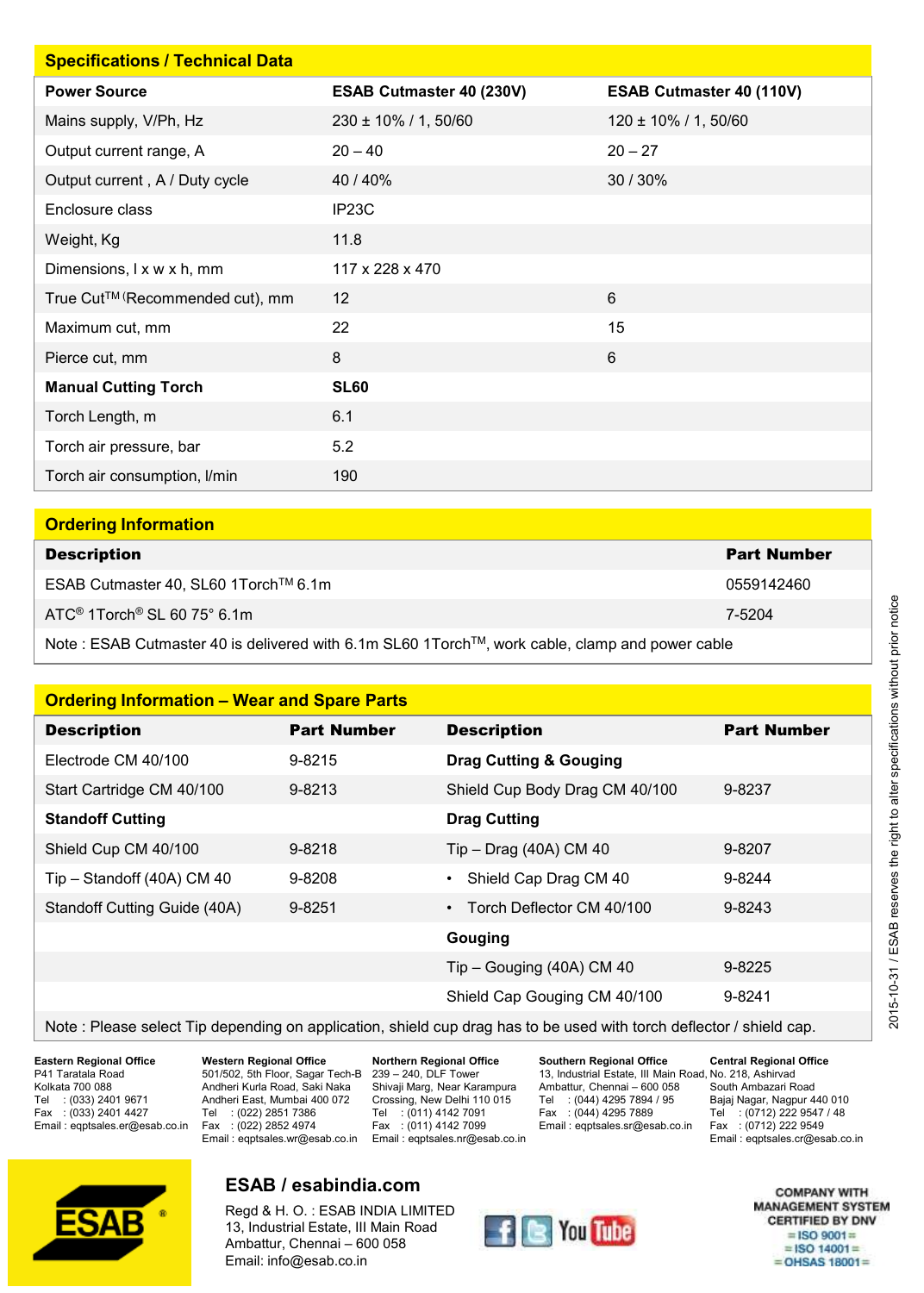## Specifications / Technical Data

| Power Source | ESAB Cutmaster 40 (230V) | ESAB Cutmaster 40 (110V) |
|---|---|---|
| Mains supply, V/Ph, Hz | 230 ± 10% / 1, 50/60 | 120 ± 10% / 1, 50/60 |
| Output current range, A | 20 – 40 | 20 – 27 |
| Output current , A / Duty cycle | 40 / 40% | 30 / 30% |
| Enclosure class | IP23C | |
| Weight, Kg | 11.8 | |
| Dimensions, l x w x h, mm | 117 x 228 x 470 | |
| True Cut$^{TM}$ (Recommended cut), mm | 12 | 6 |
| Maximum cut, mm | 22 | 15 |
| Pierce cut, mm | 8 | 6 |
| **Manual Cutting Torch** | **SL60** | |
| Torch Length, m | 6.1 | |
| Torch air pressure, bar | 5.2 | |
| Torch air consumption, l/min | 190 | |

## Ordering Information

| Description | Part Number |
|---|---|
| ESAB Cutmaster 40, SL60 1Torch$^{TM}$ 6.1m | 0559142460 |
| ATC® 1Torch® SL 60 75° 6.1m | 7-5204 |

Note : ESAB Cutmaster 40 is delivered with 6.1m SL60 1Torch$^{TM}$, work cable, clamp and power cable

## Ordering Information – Wear and Spare Parts

| Description | Part Number | Description | Part Number |
|---|---|---|---|
| Electrode CM 40/100 | 9-8215 | **Drag Cutting & Gouging** | |
| Start Cartridge CM 40/100 | 9-8213 | Shield Cup Body Drag CM 40/100 | 9-8237 |
| **Standoff Cutting** | | **Drag Cutting** | |
| Shield Cup CM 40/100 | 9-8218 | Tip – Drag (40A) CM 40 | 9-8207 |
| Tip – Standoff (40A) CM 40 | 9-8208 | • Shield Cap Drag CM 40 | 9-8244 |
| Standoff Cutting Guide (40A) | 9-8251 | • Torch Deflector CM 40/100 | 9-8243 |
| | | **Gouging** | |
| | | Tip – Gouging (40A) CM 40 | 9-8225 |
| | | Shield Cap Gouging CM 40/100 | 9-8241 |

Note : Please select Tip depending on application, shield cup drag has to be used with torch deflector / shield cap.

**Eastern Regional Office**
P41 Taratala Road
Kolkata 700 088
Tel : (033) 2401 9671
Fax : (033) 2401 4427
Email : eqptsales.er@esab.co.in

**Western Regional Office**
501/502, 5th Floor, Sagar Tech-B
Andheri Kurla Road, Saki Naka
Andheri East, Mumbai 400 072
Tel : (022) 2851 7386
Fax : (022) 2852 4974
Email : eqptsales.wr@esab.co.in

**Northern Regional Office**
239 – 240, DLF Tower
Shivaji Marg, Near Karampura
Crossing, New Delhi 110 015
Tel : (011) 4142 7091
Fax : (011) 4142 7099
Email : eqptsales.nr@esab.co.in

**Southern Regional Office**
13, Industrial Estate, III Main Road,
Ambattur, Chennai – 600 058
Tel : (044) 4295 7894 / 95
Fax : (044) 4295 7889
Email : eqptsales.sr@esab.co.in

**Central Regional Office**
No. 218, Ashirvad
South Ambazari Road
Bajaj Nagar, Nagpur 440 010
Tel : (0712) 222 9547 / 48
Fax : (0712) 222 9549
Email : eqptsales.cr@esab.co.in

**ESAB / esabindia.com**

Regd & H. O. : ESAB INDIA LIMITED
13, Industrial Estate, III Main Road
Ambattur, Chennai – 600 058
Email: info@esab.co.in

COMPANY WITH MANAGEMENT SYSTEM CERTIFIED BY DNV
= ISO 9001 =
= ISO 14001 =
= OHSAS 18001 =

2015-10-31 / ESAB reserves the right to alter specifications without prior notice